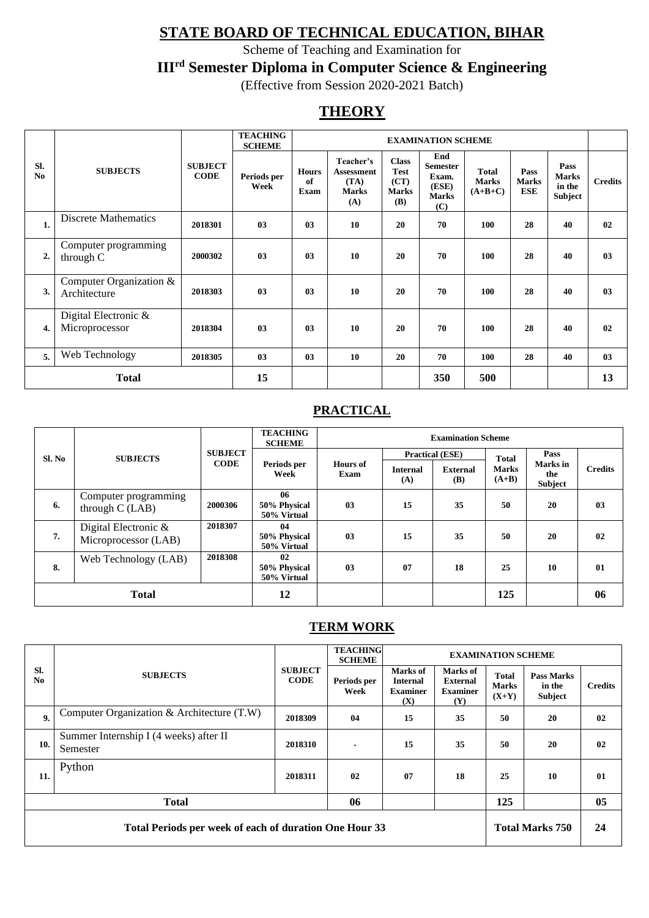# STATE BOARD OF TECHNICAL EDUCATION, BIHAR

Scheme of Teaching and Examination for

## III[rd] Semester Diploma in Computer Science & Engineering

(Effective from Session 2020-2021 Batch)

## THEORY

| Sl. No | SUBJECTS | SUBJECT CODE | TEACHING SCHEME | EXAMINATION SCHEME | | | | | | | |
|---|---|---|---|---|---|---|---|---|---|---|---|
| | | | Periods per Week | Hours of Exam | Teacher's Assessment (TA) Marks (A) | Class Test (CT) Marks (B) | End Semester Exam. (ESE) Marks (C) | Total Marks (A+B+C) | Pass Marks ESE | Pass Marks in the Subject | Credits |
| 1. | Discrete Mathematics | 2018301 | 03 | 03 | 10 | 20 | 70 | 100 | 28 | 40 | 02 |
| 2. | Computer programming through C | 2000302 | 03 | 03 | 10 | 20 | 70 | 100 | 28 | 40 | 03 |
| 3. | Computer Organization & Architecture | 2018303 | 03 | 03 | 10 | 20 | 70 | 100 | 28 | 40 | 03 |
| 4. | Digital Electronic & Microprocessor | 2018304 | 03 | 03 | 10 | 20 | 70 | 100 | 28 | 40 | 02 |
| 5. | Web Technology | 2018305 | 03 | 03 | 10 | 20 | 70 | 100 | 28 | 40 | 03 |
| **Total** | | | **15** | | | | **350** | **500** | | | **13** |

## PRACTICAL

| Sl. No | SUBJECTS | SUBJECT CODE | TEACHING SCHEME | Examination Scheme | | | | | |
|---|---|---|---|---|---|---|---|---|---|
| | | | Periods per Week | Hours of Exam | Practical (ESE) | | Total Marks (A+B) | Pass Marks in the Subject | Credits |
| | | | | | Internal (A) | External (B) | | | |
| 6. | Computer programming through C (LAB) | 2000306 | 06 50% Physical 50% Virtual | 03 | 15 | 35 | 50 | 20 | 03 |
| 7. | Digital Electronic & Microprocessor (LAB) | 2018307 | 04 50% Physical 50% Virtual | 03 | 15 | 35 | 50 | 20 | 02 |
| 8. | Web Technology (LAB) | 2018308 | 02 50% Physical 50% Virtual | 03 | 07 | 18 | 25 | 10 | 01 |
| **Total** | | | **12** | | | | **125** | | **06** |

## TERM WORK

| Sl. No | SUBJECTS | SUBJECT CODE | TEACHING SCHEME | EXAMINATION SCHEME | | | | |
|---|---|---|---|---|---|---|---|---|
| | | | Periods per Week | Marks of Internal Examiner (X) | Marks of External Examiner (Y) | Total Marks (X+Y) | Pass Marks in the Subject | Credits |
| 9. | Computer Organization & Architecture (T.W) | 2018309 | 04 | 15 | 35 | 50 | 20 | 02 |
| 10. | Summer Internship I (4 weeks) after II Semester | 2018310 | - | 15 | 35 | 50 | 20 | 02 |
| 11. | Python | 2018311 | 02 | 07 | 18 | 25 | 10 | 01 |
| **Total** | | | **06** | | | **125** | | **05** |
| **Total Periods per week of each of duration One Hour 33** | | | | | | **Total Marks 750** | | **24** |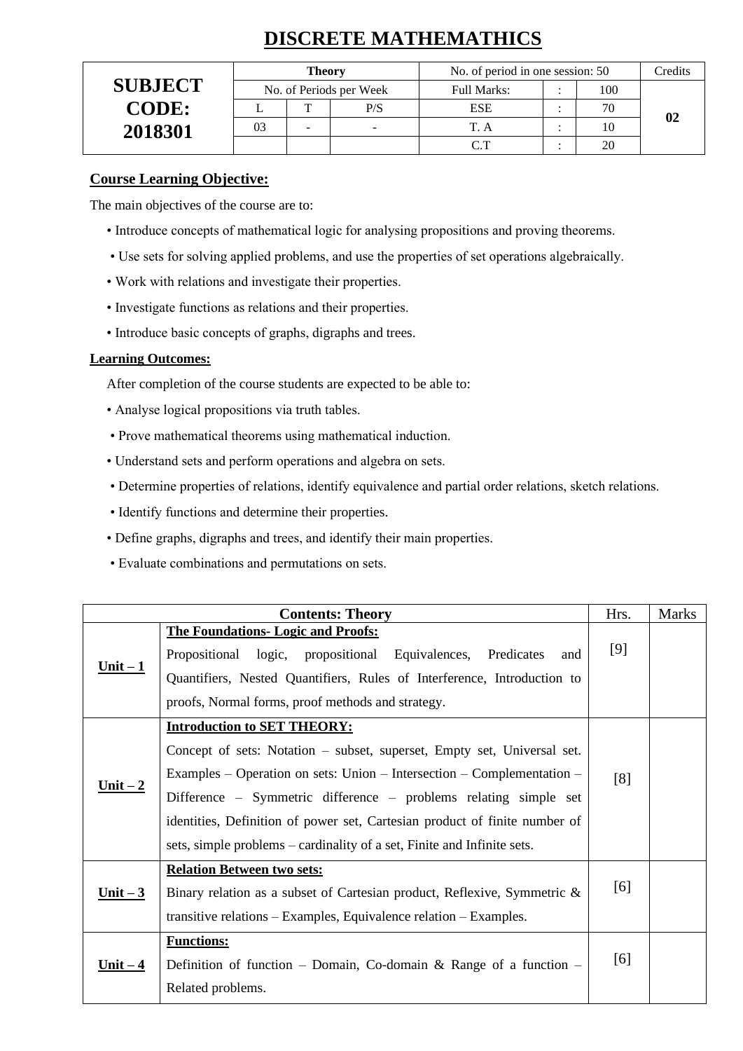# DISCRETE MATHEMATHICS

| SUBJECT CODE: 2018301 | Theory | | | No. of period in one session: 50 | | | Credits |
|---|---|---|---|---|---|---|---|
| | No. of Periods per Week | | | Full Marks: | : | 100 | 02 |
| | L | T | P/S | ESE | : | 70 | |
| | 03 | - | - | T. A | : | 10 | |
| | | | | C.T | : | 20 | |

**Course Learning Objective:**

The main objectives of the course are to:

- Introduce concepts of mathematical logic for analysing propositions and proving theorems.
- Use sets for solving applied problems, and use the properties of set operations algebraically.
- Work with relations and investigate their properties.
- Investigate functions as relations and their properties.
- Introduce basic concepts of graphs, digraphs and trees.

**Learning Outcomes:**

After completion of the course students are expected to be able to:

- Analyse logical propositions via truth tables.
- Prove mathematical theorems using mathematical induction.
- Understand sets and perform operations and algebra on sets.
- Determine properties of relations, identify equivalence and partial order relations, sketch relations.
- Identify functions and determine their properties.
- Define graphs, digraphs and trees, and identify their main properties.
- Evaluate combinations and permutations on sets.

| Contents: Theory | | Hrs. | Marks |
|---|---|---|---|
| **Unit – 1** | **The Foundations- Logic and Proofs:** Propositional logic, propositional Equivalences, Predicates and Quantifiers, Nested Quantifiers, Rules of Interference, Introduction to proofs, Normal forms, proof methods and strategy. | [9] | |
| **Unit – 2** | **Introduction to SET THEORY:** Concept of sets: Notation – subset, superset, Empty set, Universal set. Examples – Operation on sets: Union – Intersection – Complementation – Difference – Symmetric difference – problems relating simple set identities, Definition of power set, Cartesian product of finite number of sets, simple problems – cardinality of a set, Finite and Infinite sets. | [8] | |
| **Unit – 3** | **Relation Between two sets:** Binary relation as a subset of Cartesian product, Reflexive, Symmetric & transitive relations – Examples, Equivalence relation – Examples. | [6] | |
| **Unit – 4** | **Functions:** Definition of function – Domain, Co-domain & Range of a function – Related problems. | [6] | |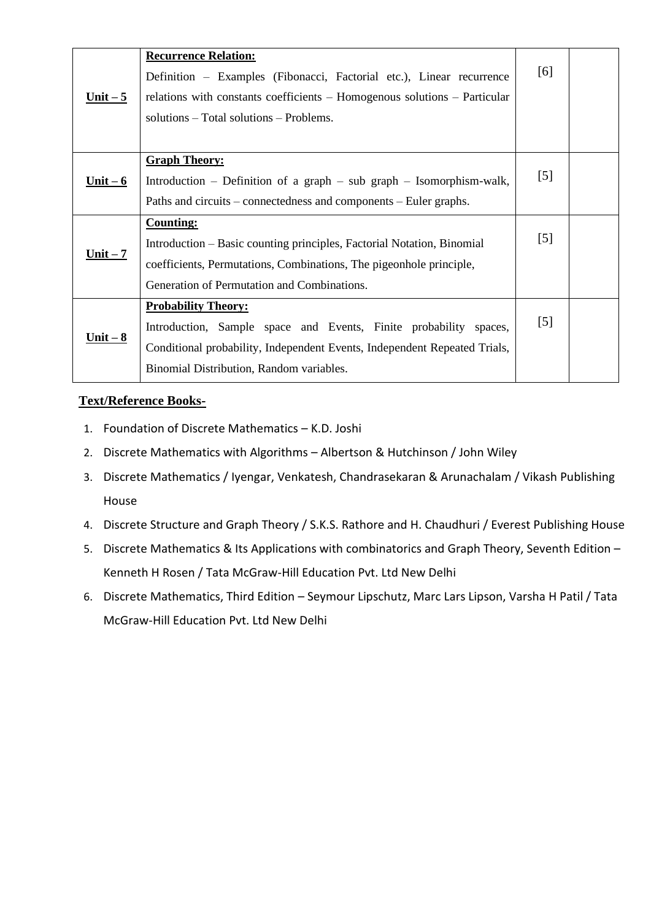| | | | |
|---|---|---|---|
| **Unit – 5** | **Recurrence Relation:**<br>Definition – Examples (Fibonacci, Factorial etc.), Linear recurrence relations with constants coefficients – Homogenous solutions – Particular solutions – Total solutions – Problems. | [6] | |
| **Unit – 6** | **Graph Theory:**<br>Introduction – Definition of a graph – sub graph – Isomorphism-walk, Paths and circuits – connectedness and components – Euler graphs. | [5] | |
| **Unit – 7** | **Counting:**<br>Introduction – Basic counting principles, Factorial Notation, Binomial coefficients, Permutations, Combinations, The pigeonhole principle, Generation of Permutation and Combinations. | [5] | |
| **Unit – 8** | **Probability Theory:**<br>Introduction, Sample space and Events, Finite probability spaces, Conditional probability, Independent Events, Independent Repeated Trials, Binomial Distribution, Random variables. | [5] | |

**Text/Reference Books-**

1. Foundation of Discrete Mathematics – K.D. Joshi
2. Discrete Mathematics with Algorithms – Albertson & Hutchinson / John Wiley
3. Discrete Mathematics / Iyengar, Venkatesh, Chandrasekaran & Arunachalam / Vikash Publishing House
4. Discrete Structure and Graph Theory / S.K.S. Rathore and H. Chaudhuri / Everest Publishing House
5. Discrete Mathematics & Its Applications with combinatorics and Graph Theory, Seventh Edition – Kenneth H Rosen / Tata McGraw-Hill Education Pvt. Ltd New Delhi
6. Discrete Mathematics, Third Edition – Seymour Lipschutz, Marc Lars Lipson, Varsha H Patil / Tata McGraw-Hill Education Pvt. Ltd New Delhi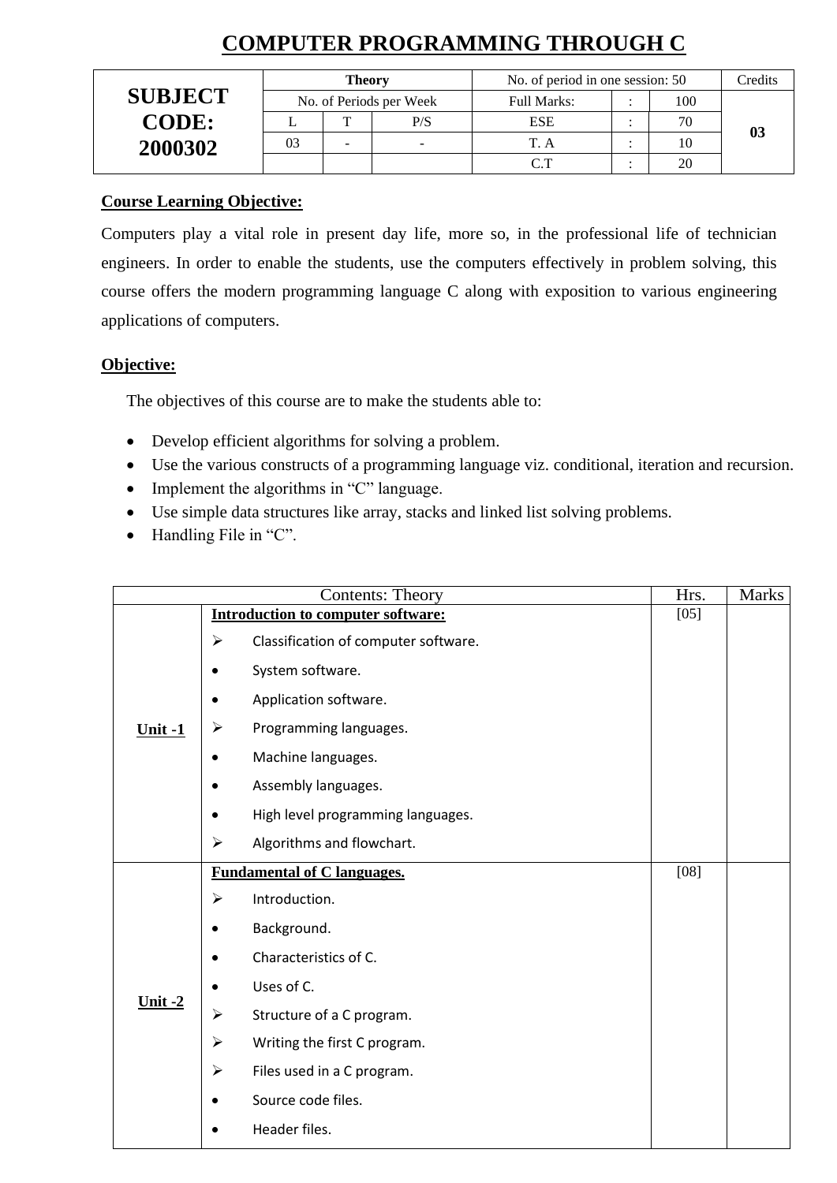# COMPUTER PROGRAMMING THROUGH C

| SUBJECT CODE: 2000302 | Theory | | | No. of period in one session: 50 | | | Credits |
|---|---|---|---|---|---|---|---|
| | No. of Periods per Week | | | Full Marks: | : | 100 | 03 |
| | L | T | P/S | ESE | : | 70 | |
| | 03 | - | - | T. A | : | 10 | |
| | | | | C.T | : | 20 | |

**Course Learning Objective:**

Computers play a vital role in present day life, more so, in the professional life of technician engineers. In order to enable the students, use the computers effectively in problem solving, this course offers the modern programming language C along with exposition to various engineering applications of computers.

**Objective:**

The objectives of this course are to make the students able to:

- Develop efficient algorithms for solving a problem.
- Use the various constructs of a programming language viz. conditional, iteration and recursion.
- Implement the algorithms in "C" language.
- Use simple data structures like array, stacks and linked list solving problems.
- Handling File in "C".

| Contents: Theory | | Hrs. | Marks |
|---|---|---|---|
| Unit -1 | **Introduction to computer software:**<br>➢ Classification of computer software.<br>• System software.<br>• Application software.<br>➢ Programming languages.<br>• Machine languages.<br>• Assembly languages.<br>• High level programming languages.<br>➢ Algorithms and flowchart. | [05] | |
| Unit -2 | **Fundamental of C languages.**<br>➢ Introduction.<br>• Background.<br>• Characteristics of C.<br>• Uses of C.<br>➢ Structure of a C program.<br>➢ Writing the first C program.<br>➢ Files used in a C program.<br>• Source code files.<br>• Header files. | [08] | |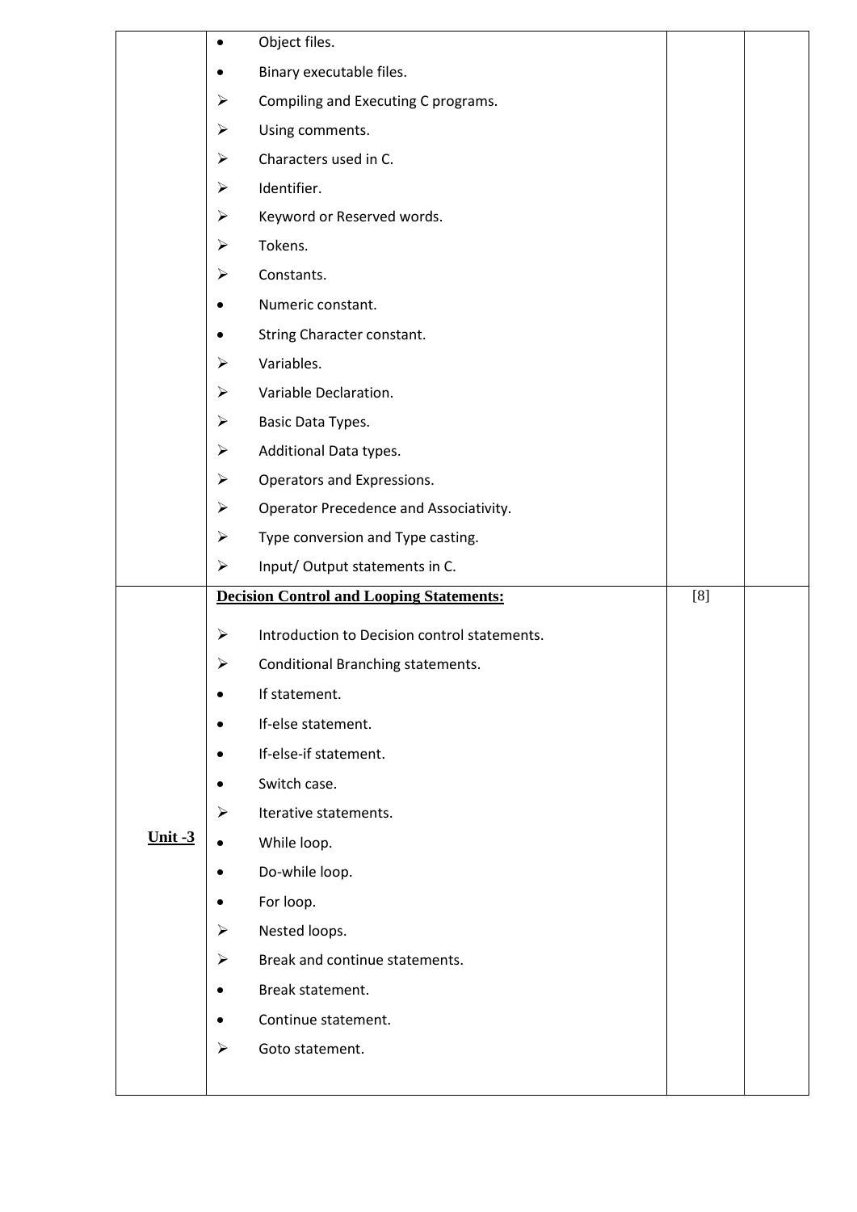| | | | |
|---|---|---|---|
| | • Object files.<br>• Binary executable files.<br>➢ Compiling and Executing C programs.<br>➢ Using comments.<br>➢ Characters used in C.<br>➢ Identifier.<br>➢ Keyword or Reserved words.<br>➢ Tokens.<br>➢ Constants.<br>• Numeric constant.<br>• String Character constant.<br>➢ Variables.<br>➢ Variable Declaration.<br>➢ Basic Data Types.<br>➢ Additional Data types.<br>➢ Operators and Expressions.<br>➢ Operator Precedence and Associativity.<br>➢ Type conversion and Type casting.<br>➢ Input/ Output statements in C. | | |
| **Unit -3** | **Decision Control and Looping Statements:**<br>➢ Introduction to Decision control statements.<br>➢ Conditional Branching statements.<br>• If statement.<br>• If-else statement.<br>• If-else-if statement.<br>• Switch case.<br>➢ Iterative statements.<br>• While loop.<br>• Do-while loop.<br>• For loop.<br>➢ Nested loops.<br>➢ Break and continue statements.<br>• Break statement.<br>• Continue statement.<br>➢ Goto statement. | [8] | |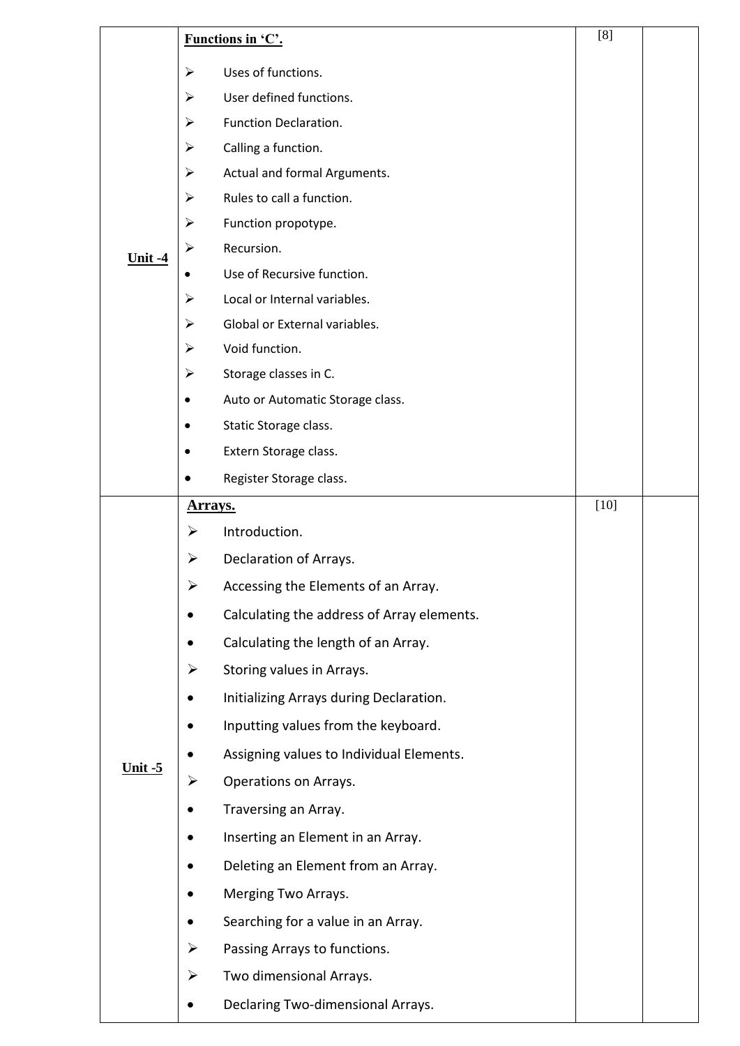| | | | |
|---|---|---|---|
| **Unit -4** | **Functions in 'C'.**<br>➢ Uses of functions.<br>➢ User defined functions.<br>➢ Function Declaration.<br>➢ Calling a function.<br>➢ Actual and formal Arguments.<br>➢ Rules to call a function.<br>➢ Function propotype.<br>➢ Recursion.<br>• Use of Recursive function.<br>➢ Local or Internal variables.<br>➢ Global or External variables.<br>➢ Void function.<br>➢ Storage classes in C.<br>• Auto or Automatic Storage class.<br>• Static Storage class.<br>• Extern Storage class.<br>• Register Storage class. | [8] | |
| **Unit -5** | **Arrays.**<br>➢ Introduction.<br>➢ Declaration of Arrays.<br>➢ Accessing the Elements of an Array.<br>• Calculating the address of Array elements.<br>• Calculating the length of an Array.<br>➢ Storing values in Arrays.<br>• Initializing Arrays during Declaration.<br>• Inputting values from the keyboard.<br>• Assigning values to Individual Elements.<br>➢ Operations on Arrays.<br>• Traversing an Array.<br>• Inserting an Element in an Array.<br>• Deleting an Element from an Array.<br>• Merging Two Arrays.<br>• Searching for a value in an Array.<br>➢ Passing Arrays to functions.<br>➢ Two dimensional Arrays.<br>• Declaring Two-dimensional Arrays. | [10] | |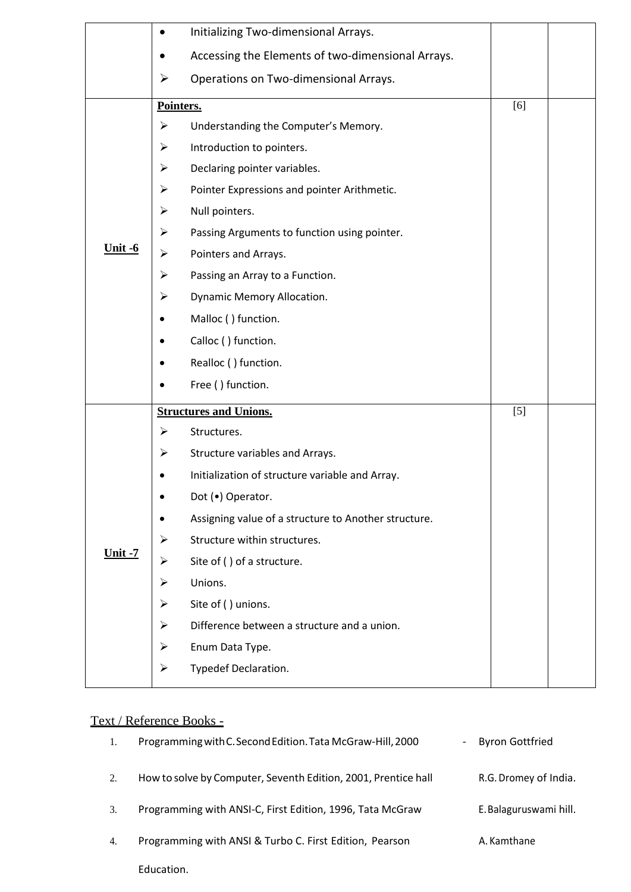| | | | |
|---|---|---|---|
| | • Initializing Two-dimensional Arrays.<br>• Accessing the Elements of two-dimensional Arrays.<br>➢ Operations on Two-dimensional Arrays. | | |
| **Unit -6** | **Pointers.**<br>➢ Understanding the Computer's Memory.<br>➢ Introduction to pointers.<br>➢ Declaring pointer variables.<br>➢ Pointer Expressions and pointer Arithmetic.<br>➢ Null pointers.<br>➢ Passing Arguments to function using pointer.<br>➢ Pointers and Arrays.<br>➢ Passing an Array to a Function.<br>➢ Dynamic Memory Allocation.<br>• Malloc ( ) function.<br>• Calloc ( ) function.<br>• Realloc ( ) function.<br>• Free ( ) function. | [6] | |
| **Unit -7** | **Structures and Unions.**<br>➢ Structures.<br>➢ Structure variables and Arrays.<br>• Initialization of structure variable and Array.<br>• Dot (•) Operator.<br>• Assigning value of a structure to Another structure.<br>➢ Structure within structures.<br>➢ Site of ( ) of a structure.<br>➢ Unions.<br>➢ Site of ( ) unions.<br>➢ Difference between a structure and a union.<br>➢ Enum Data Type.<br>➢ Typedef Declaration. | [5] | |

## Text / Reference Books -

1. Programming with C. Second Edition. Tata McGraw-Hill, 2000 - Byron Gottfried
2. How to solve by Computer, Seventh Edition, 2001, Prentice hall R.G. Dromey of India.
3. Programming with ANSI-C, First Edition, 1996, Tata McGraw E. Balaguruswami hill.
4. Programming with ANSI & Turbo C. First Edition, Pearson Education. A. Kamthane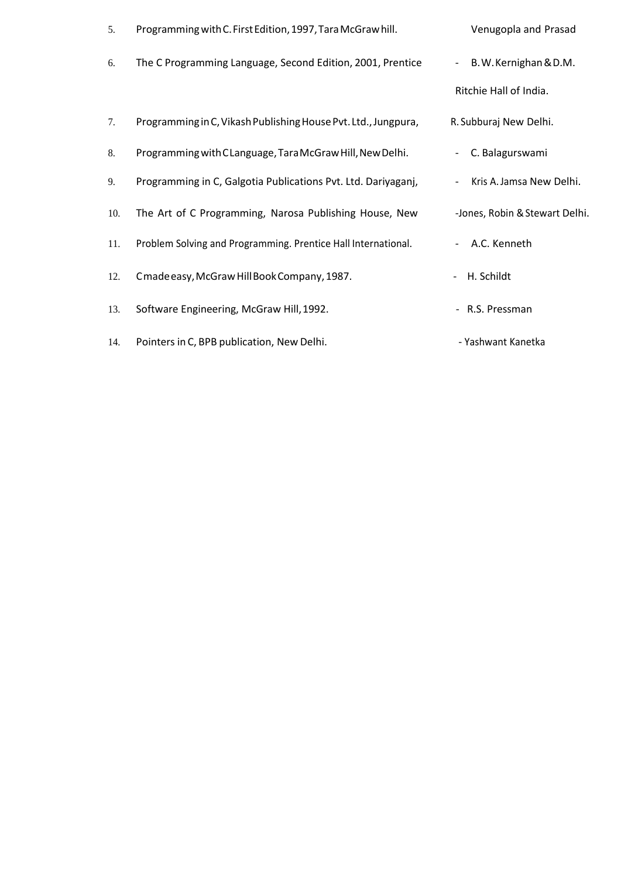5. Programming with C. First Edition, 1997, Tara McGraw hill. Venugopla and Prasad
6. The C Programming Language, Second Edition, 2001, Prentice - B.W. Kernighan & D.M. Ritchie Hall of India.
7. Programming in C, Vikash Publishing House Pvt. Ltd., Jungpura, R. Subburaj New Delhi.
8. Programming with C Language, Tara McGraw Hill, New Delhi. - C. Balagurswami
9. Programming in C, Galgotia Publications Pvt. Ltd. Dariyaganj, - Kris A. Jamsa New Delhi.
10. The Art of C Programming, Narosa Publishing House, New -Jones, Robin & Stewart Delhi.
11. Problem Solving and Programming. Prentice Hall International. - A.C. Kenneth
12. C made easy, McGraw Hill Book Company, 1987. - H. Schildt
13. Software Engineering, McGraw Hill, 1992. - R.S. Pressman
14. Pointers in C, BPB publication, New Delhi. - Yashwant Kanetka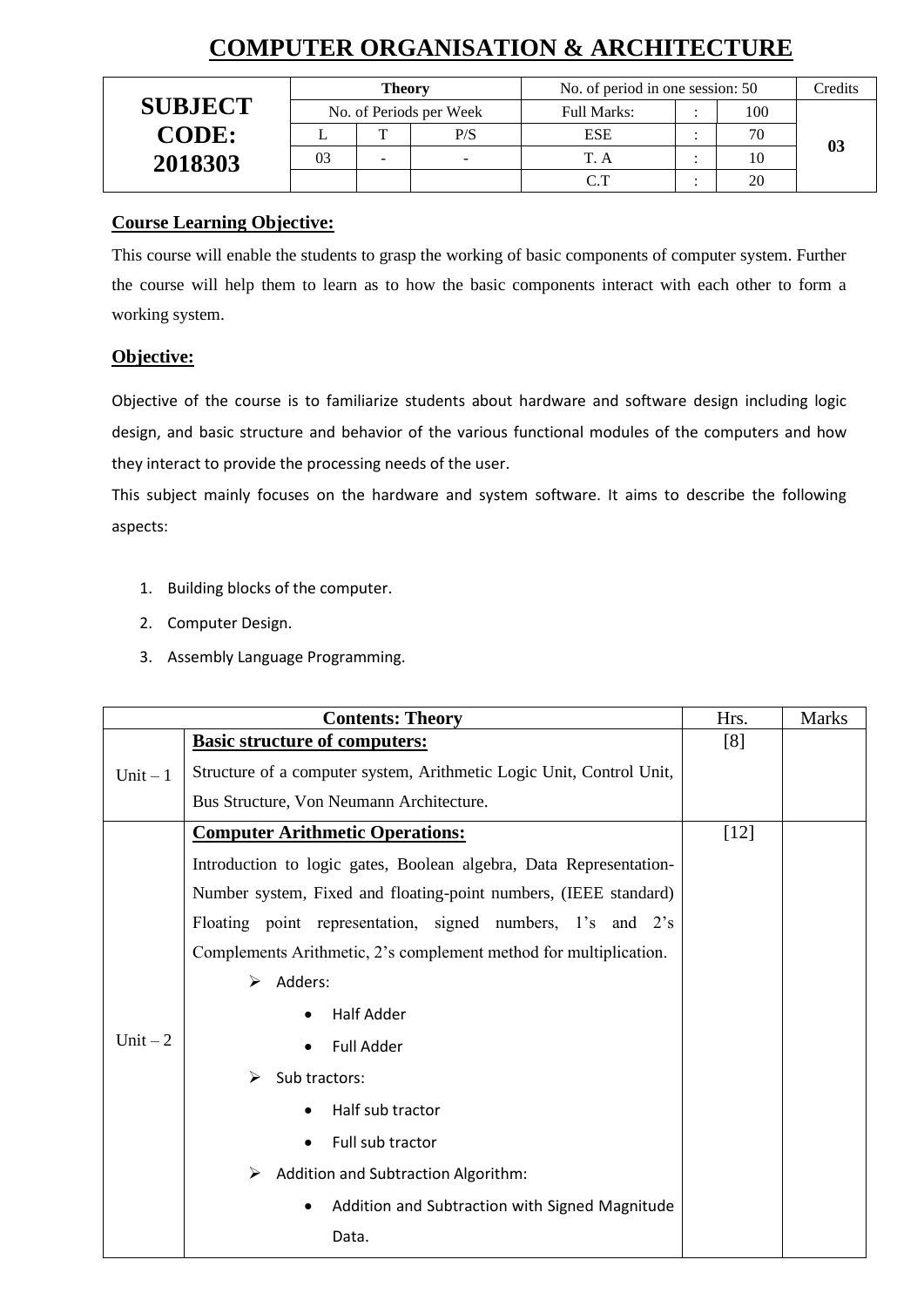# COMPUTER ORGANISATION & ARCHITECTURE

| SUBJECT CODE: 2018303 | Theory | | | No. of period in one session: 50 | | | Credits |
|---|---|---|---|---|---|---|---|
| | No. of Periods per Week | | | Full Marks: | : | 100 | 03 |
| | L | T | P/S | ESE | : | 70 | |
| | 03 | - | - | T. A | : | 10 | |
| | | | | C.T | : | 20 | |

**Course Learning Objective:**

This course will enable the students to grasp the working of basic components of computer system. Further the course will help them to learn as to how the basic components interact with each other to form a working system.

**Objective:**

Objective of the course is to familiarize students about hardware and software design including logic design, and basic structure and behavior of the various functional modules of the computers and how they interact to provide the processing needs of the user.

This subject mainly focuses on the hardware and system software. It aims to describe the following aspects:

1. Building blocks of the computer.
2. Computer Design.
3. Assembly Language Programming.

| Contents: Theory | | Hrs. | Marks |
|---|---|---|---|
| Unit – 1 | **Basic structure of computers:** Structure of a computer system, Arithmetic Logic Unit, Control Unit, Bus Structure, Von Neumann Architecture. | [8] | |
| Unit – 2 | **Computer Arithmetic Operations:** Introduction to logic gates, Boolean algebra, Data Representation-Number system, Fixed and floating-point numbers, (IEEE standard) Floating point representation, signed numbers, 1's and 2's Complements Arithmetic, 2's complement method for multiplication. <br> ➢ Adders: <br> • Half Adder <br> • Full Adder <br> ➢ Sub tractors: <br> • Half sub tractor <br> • Full sub tractor <br> ➢ Addition and Subtraction Algorithm: <br> • Addition and Subtraction with Signed Magnitude Data. | [12] | |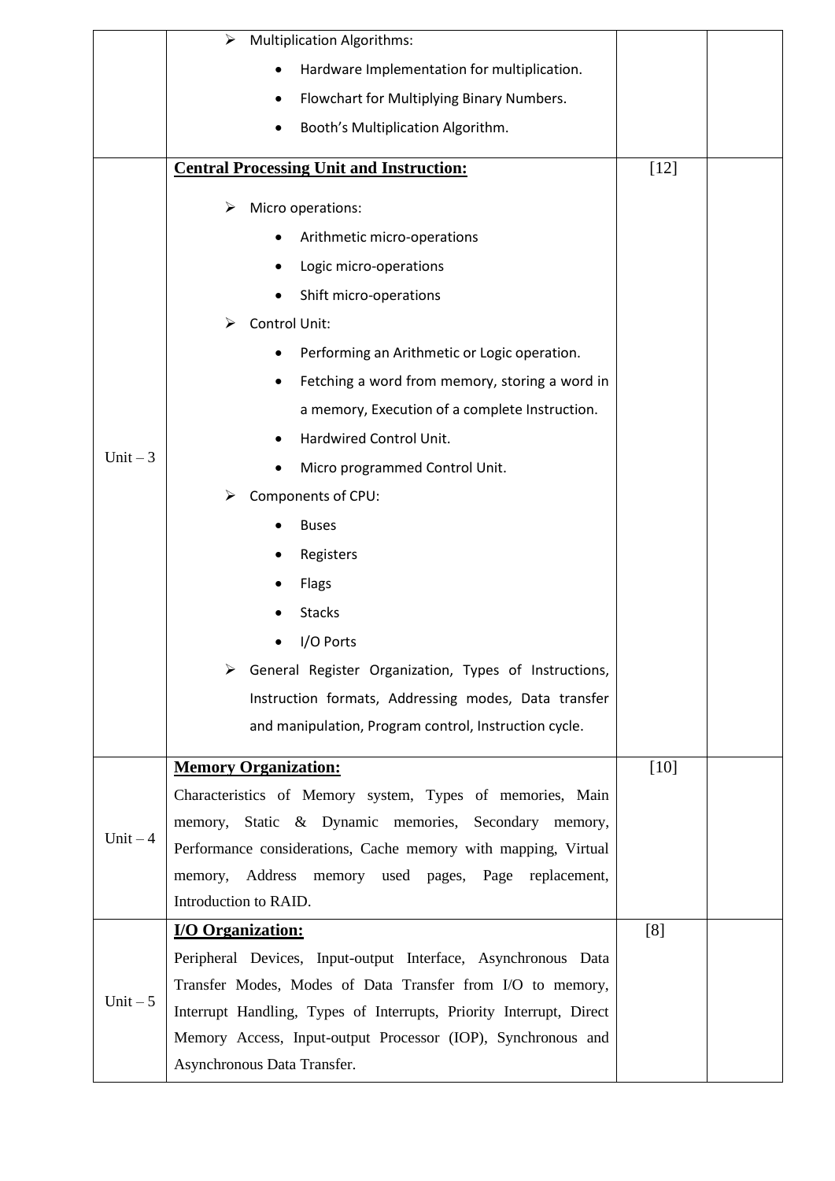| | | | |
|---|---|---|---|
| | ➢ Multiplication Algorithms:<br>• Hardware Implementation for multiplication.<br>• Flowchart for Multiplying Binary Numbers.<br>• Booth's Multiplication Algorithm. | | |
| Unit – 3 | **Central Processing Unit and Instruction:**<br>➢ Micro operations:<br>• Arithmetic micro-operations<br>• Logic micro-operations<br>• Shift micro-operations<br>➢ Control Unit:<br>• Performing an Arithmetic or Logic operation.<br>• Fetching a word from memory, storing a word in a memory, Execution of a complete Instruction.<br>• Hardwired Control Unit.<br>• Micro programmed Control Unit.<br>➢ Components of CPU:<br>• Buses<br>• Registers<br>• Flags<br>• Stacks<br>• I/O Ports<br>➢ General Register Organization, Types of Instructions, Instruction formats, Addressing modes, Data transfer and manipulation, Program control, Instruction cycle. | [12] | |
| Unit – 4 | **Memory Organization:**<br>Characteristics of Memory system, Types of memories, Main memory, Static & Dynamic memories, Secondary memory, Performance considerations, Cache memory with mapping, Virtual memory, Address memory used pages, Page replacement, Introduction to RAID. | [10] | |
| Unit – 5 | **I/O Organization:**<br>Peripheral Devices, Input-output Interface, Asynchronous Data Transfer Modes, Modes of Data Transfer from I/O to memory, Interrupt Handling, Types of Interrupts, Priority Interrupt, Direct Memory Access, Input-output Processor (IOP), Synchronous and Asynchronous Data Transfer. | [8] | |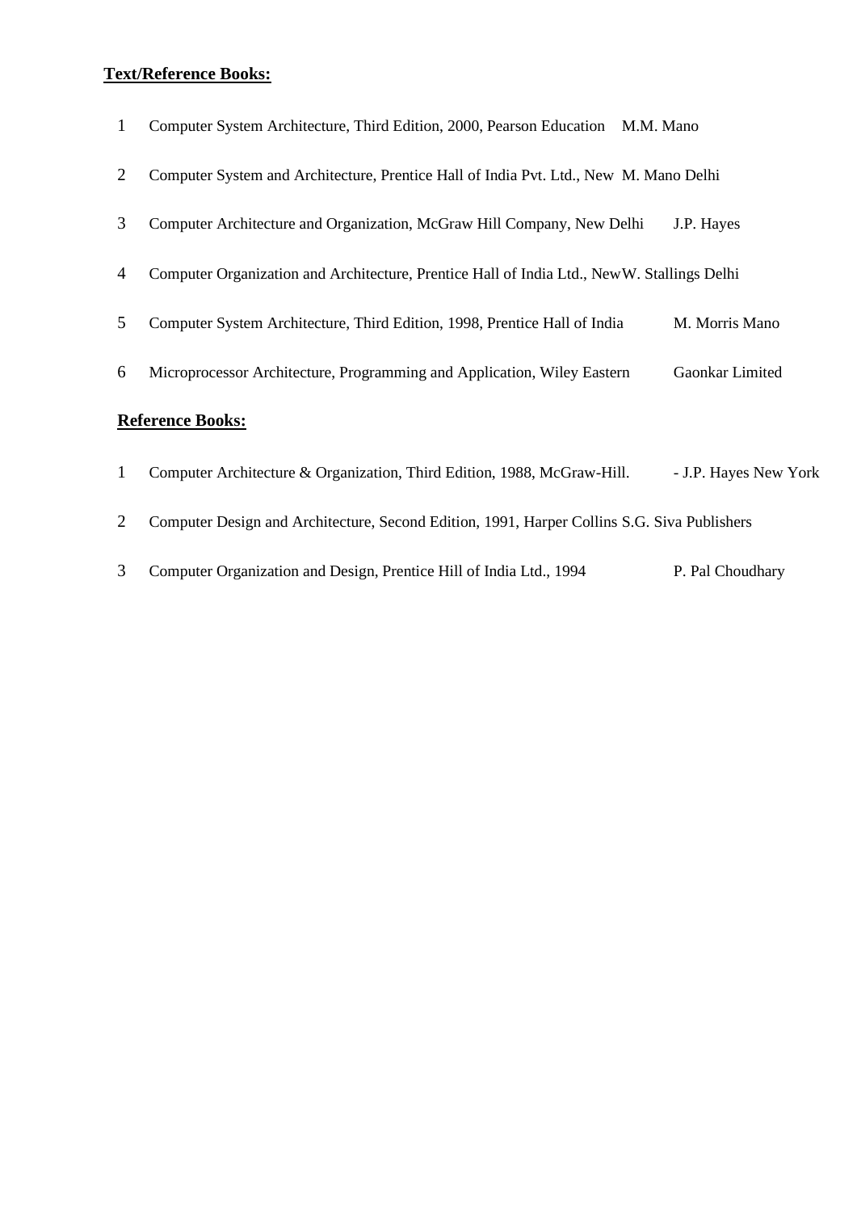**Text/Reference Books:**

1. Computer System Architecture, Third Edition, 2000, Pearson Education M.M. Mano
2. Computer System and Architecture, Prentice Hall of India Pvt. Ltd., New M. Mano Delhi
3. Computer Architecture and Organization, McGraw Hill Company, New Delhi J.P. Hayes
4. Computer Organization and Architecture, Prentice Hall of India Ltd., NewW. Stallings Delhi
5. Computer System Architecture, Third Edition, 1998, Prentice Hall of India M. Morris Mano
6. Microprocessor Architecture, Programming and Application, Wiley Eastern Gaonkar Limited

**Reference Books:**

1. Computer Architecture & Organization, Third Edition, 1988, McGraw-Hill. - J.P. Hayes New York
2. Computer Design and Architecture, Second Edition, 1991, Harper Collins S.G. Siva Publishers
3. Computer Organization and Design, Prentice Hill of India Ltd., 1994 P. Pal Choudhary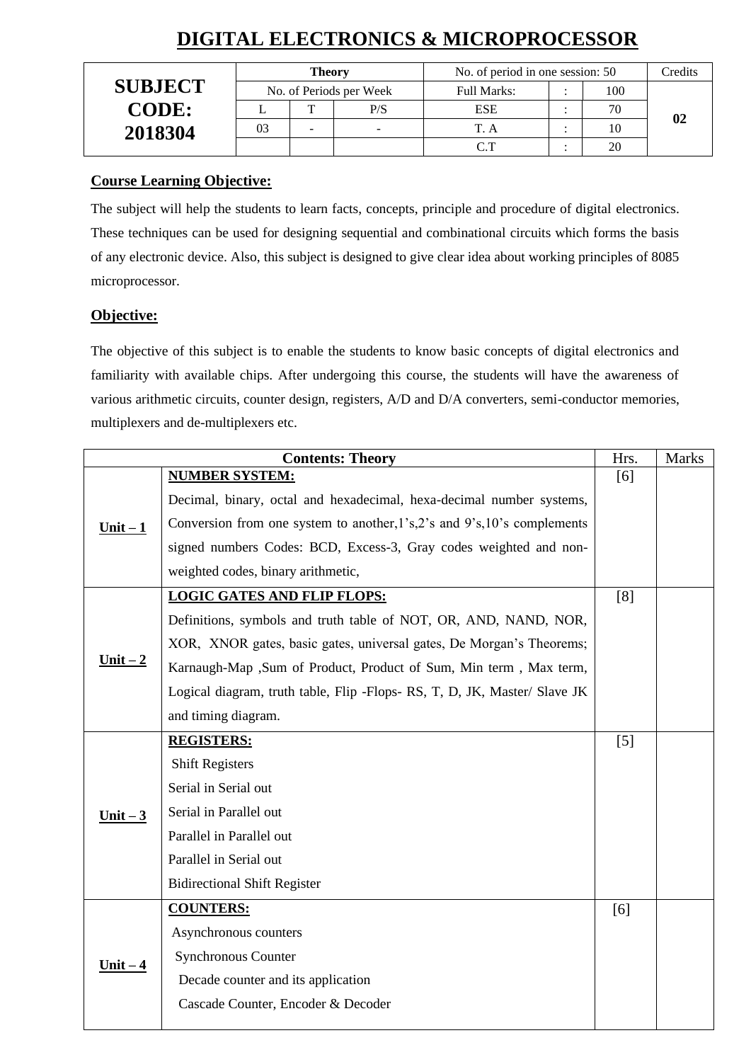# DIGITAL ELECTRONICS & MICROPROCESSOR

| **SUBJECT CODE: 2018304** | **Theory** | | | No. of period in one session: 50 | | | Credits |
|---|---|---|---|---|---|---|---|
| | No. of Periods per Week | | | Full Marks: | : | 100 | **02** |
| | L | T | P/S | ESE | : | 70 | |
| | 03 | - | - | T. A | : | 10 | |
| | | | | C.T | : | 20 | |

**Course Learning Objective:**

The subject will help the students to learn facts, concepts, principle and procedure of digital electronics. These techniques can be used for designing sequential and combinational circuits which forms the basis of any electronic device. Also, this subject is designed to give clear idea about working principles of 8085 microprocessor.

**Objective:**

The objective of this subject is to enable the students to know basic concepts of digital electronics and familiarity with available chips. After undergoing this course, the students will have the awareness of various arithmetic circuits, counter design, registers, A/D and D/A converters, semi-conductor memories, multiplexers and de-multiplexers etc.

| **Contents: Theory** | | Hrs. | Marks |
|---|---|---|---|
| **Unit – 1** | **NUMBER SYSTEM:**<br>Decimal, binary, octal and hexadecimal, hexa-decimal number systems, Conversion from one system to another,1's,2's and 9's,10's complements signed numbers Codes: BCD, Excess-3, Gray codes weighted and non-weighted codes, binary arithmetic, | [6] | |
| **Unit – 2** | **LOGIC GATES AND FLIP FLOPS:**<br>Definitions, symbols and truth table of NOT, OR, AND, NAND, NOR, XOR, XNOR gates, basic gates, universal gates, De Morgan's Theorems; Karnaugh-Map ,Sum of Product, Product of Sum, Min term , Max term, Logical diagram, truth table, Flip -Flops- RS, T, D, JK, Master/ Slave JK and timing diagram. | [8] | |
| **Unit – 3** | **REGISTERS:**<br>Shift Registers<br>Serial in Serial out<br>Serial in Parallel out<br>Parallel in Parallel out<br>Parallel in Serial out<br>Bidirectional Shift Register | [5] | |
| **Unit – 4** | **COUNTERS:**<br>Asynchronous counters<br>Synchronous Counter<br>Decade counter and its application<br>Cascade Counter, Encoder & Decoder | [6] | |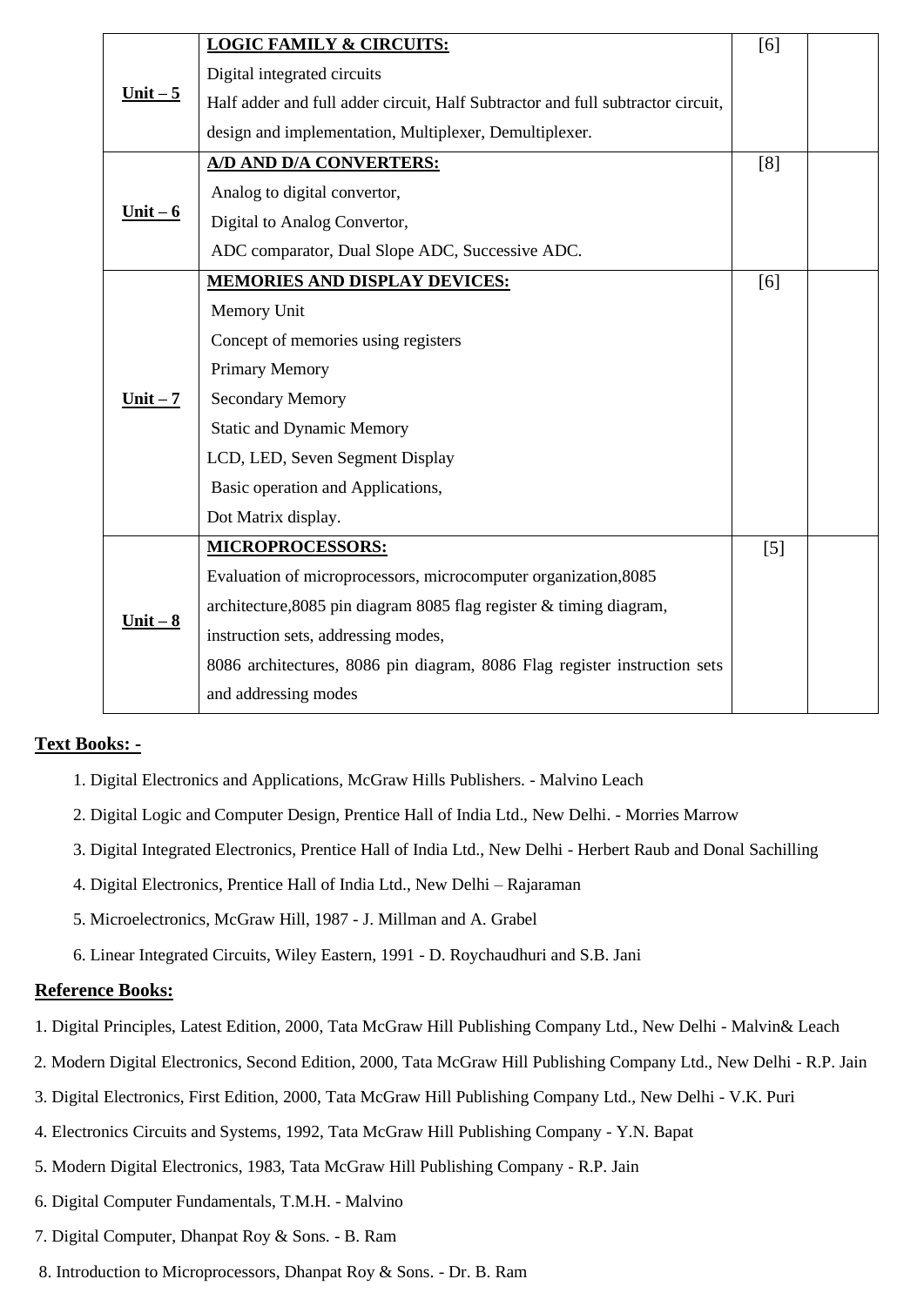| | | | |
|---|---|---|---|
| **Unit – 5** | **LOGIC FAMILY & CIRCUITS:**<br>Digital integrated circuits<br>Half adder and full adder circuit, Half Subtractor and full subtractor circuit, design and implementation, Multiplexer, Demultiplexer. | [6] | |
| **Unit – 6** | **A/D AND D/A CONVERTERS:**<br>Analog to digital convertor,<br>Digital to Analog Convertor,<br>ADC comparator, Dual Slope ADC, Successive ADC. | [8] | |
| **Unit – 7** | **MEMORIES AND DISPLAY DEVICES:**<br>Memory Unit<br>Concept of memories using registers<br>Primary Memory<br>Secondary Memory<br>Static and Dynamic Memory<br>LCD, LED, Seven Segment Display<br>Basic operation and Applications,<br>Dot Matrix display. | [6] | |
| **Unit – 8** | **MICROPROCESSORS:**<br>Evaluation of microprocessors, microcomputer organization,8085 architecture,8085 pin diagram 8085 flag register & timing diagram, instruction sets, addressing modes,<br>8086 architectures, 8086 pin diagram, 8086 Flag register instruction sets and addressing modes | [5] | |

**Text Books: -**

1. Digital Electronics and Applications, McGraw Hills Publishers. - Malvino Leach
2. Digital Logic and Computer Design, Prentice Hall of India Ltd., New Delhi. - Morries Marrow
3. Digital Integrated Electronics, Prentice Hall of India Ltd., New Delhi - Herbert Raub and Donal Sachilling
4. Digital Electronics, Prentice Hall of India Ltd., New Delhi – Rajaraman
5. Microelectronics, McGraw Hill, 1987 - J. Millman and A. Grabel
6. Linear Integrated Circuits, Wiley Eastern, 1991 - D. Roychaudhuri and S.B. Jani

**Reference Books:**

1. Digital Principles, Latest Edition, 2000, Tata McGraw Hill Publishing Company Ltd., New Delhi - Malvin& Leach
2. Modern Digital Electronics, Second Edition, 2000, Tata McGraw Hill Publishing Company Ltd., New Delhi - R.P. Jain
3. Digital Electronics, First Edition, 2000, Tata McGraw Hill Publishing Company Ltd., New Delhi - V.K. Puri
4. Electronics Circuits and Systems, 1992, Tata McGraw Hill Publishing Company - Y.N. Bapat
5. Modern Digital Electronics, 1983, Tata McGraw Hill Publishing Company - R.P. Jain
6. Digital Computer Fundamentals, T.M.H. - Malvino
7. Digital Computer, Dhanpat Roy & Sons. - B. Ram
8. Introduction to Microprocessors, Dhanpat Roy & Sons. - Dr. B. Ram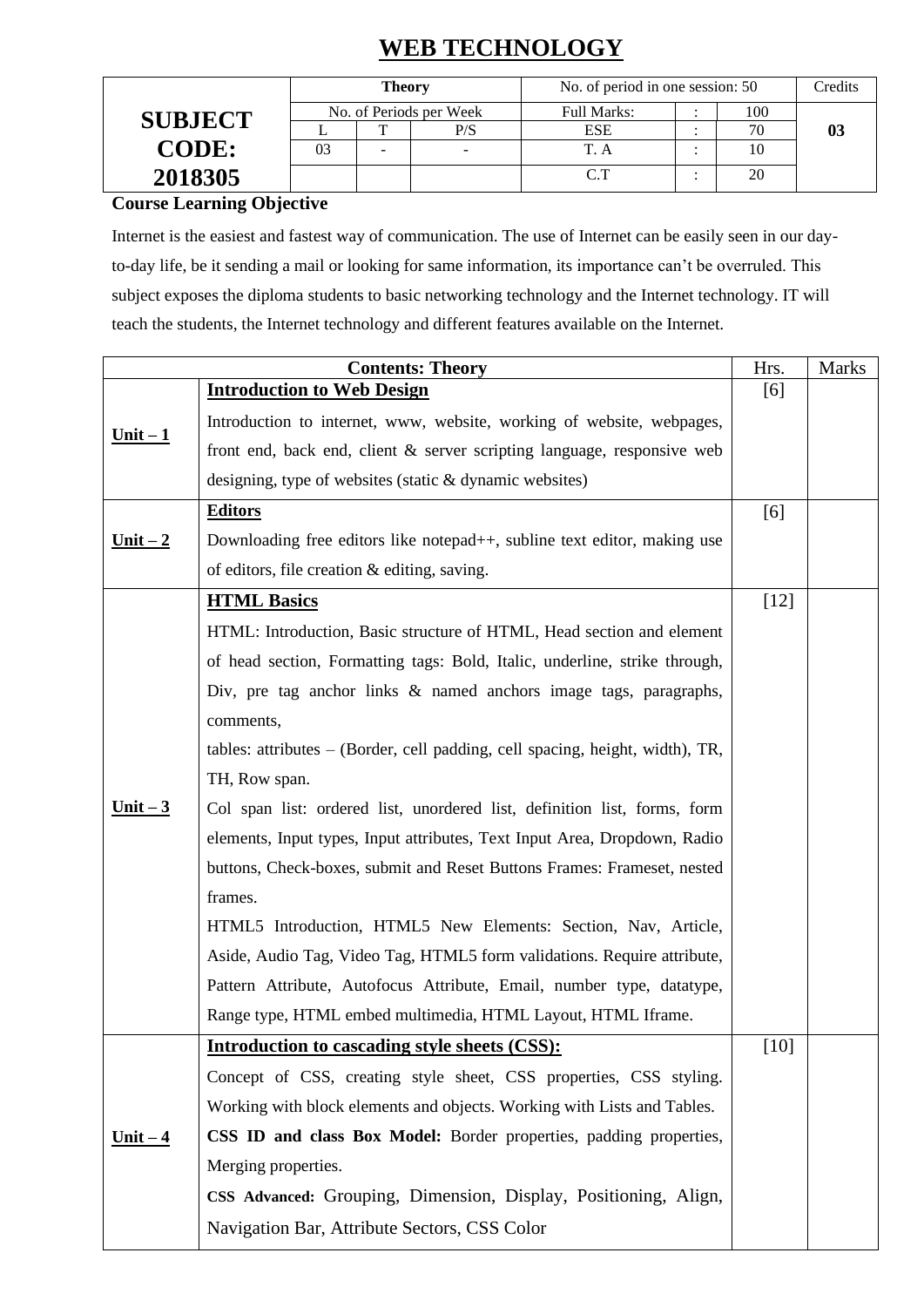# WEB TECHNOLOGY

| SUBJECT CODE: 2018305 | Theory | | | No. of period in one session: 50 | | | Credits |
|---|---|---|---|---|---|---|---|
| | No. of Periods per Week | | | Full Marks: | : | 100 | 03 |
| | L | T | P/S | ESE | : | 70 | |
| | 03 | - | - | T. A | : | 10 | |
| | | | | C.T | : | 20 | |

**Course Learning Objective**

Internet is the easiest and fastest way of communication. The use of Internet can be easily seen in our day-to-day life, be it sending a mail or looking for same information, its importance can't be overruled. This subject exposes the diploma students to basic networking technology and the Internet technology. IT will teach the students, the Internet technology and different features available on the Internet.

| Contents: Theory | | Hrs. | Marks |
|---|---|---|---|
| **Unit – 1** | **Introduction to Web Design**<br>Introduction to internet, www, website, working of website, webpages, front end, back end, client & server scripting language, responsive web designing, type of websites (static & dynamic websites) | [6] | |
| **Unit – 2** | **Editors**<br>Downloading free editors like notepad++, subline text editor, making use of editors, file creation & editing, saving. | [6] | |
| **Unit – 3** | **HTML Basics**<br>HTML: Introduction, Basic structure of HTML, Head section and element of head section, Formatting tags: Bold, Italic, underline, strike through, Div, pre tag anchor links & named anchors image tags, paragraphs, comments,<br>tables: attributes – (Border, cell padding, cell spacing, height, width), TR, TH, Row span.<br>Col span list: ordered list, unordered list, definition list, forms, form elements, Input types, Input attributes, Text Input Area, Dropdown, Radio buttons, Check-boxes, submit and Reset Buttons Frames: Frameset, nested frames.<br>HTML5 Introduction, HTML5 New Elements: Section, Nav, Article, Aside, Audio Tag, Video Tag, HTML5 form validations. Require attribute, Pattern Attribute, Autofocus Attribute, Email, number type, datatype, Range type, HTML embed multimedia, HTML Layout, HTML Iframe. | [12] | |
| **Unit – 4** | **Introduction to cascading style sheets (CSS):**<br>Concept of CSS, creating style sheet, CSS properties, CSS styling. Working with block elements and objects. Working with Lists and Tables.<br>**CSS ID and class Box Model:** Border properties, padding properties, Merging properties.<br>**CSS Advanced:** Grouping, Dimension, Display, Positioning, Align, Navigation Bar, Attribute Sectors, CSS Color | [10] | |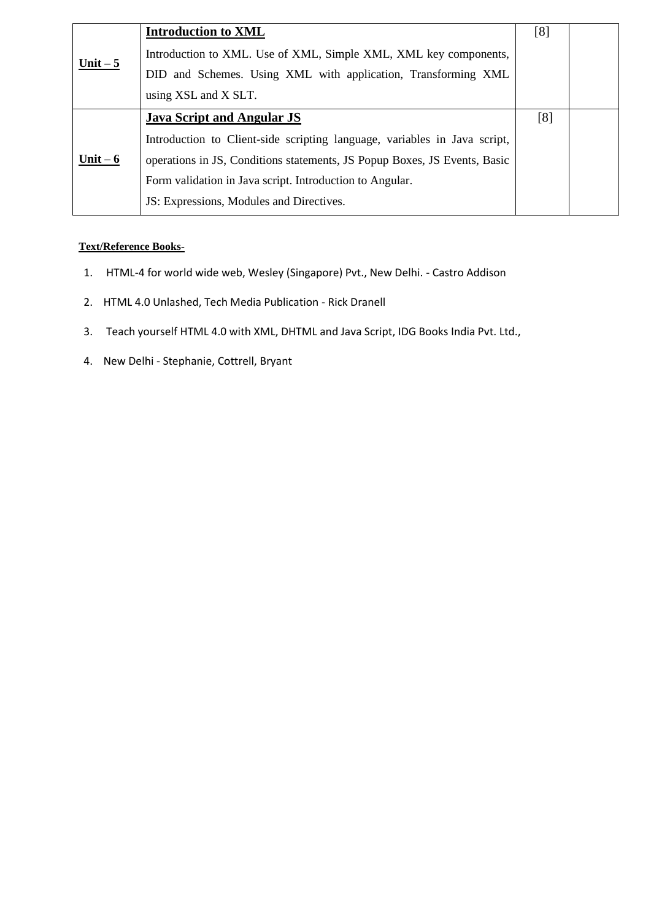| | | | |
|---|---|---|---|
| **Unit – 5** | **Introduction to XML**<br>Introduction to XML. Use of XML, Simple XML, XML key components, DID and Schemes. Using XML with application, Transforming XML using XSL and X SLT. | [8] | |
| **Unit – 6** | **Java Script and Angular JS**<br>Introduction to Client-side scripting language, variables in Java script, operations in JS, Conditions statements, JS Popup Boxes, JS Events, Basic Form validation in Java script. Introduction to Angular.<br>JS: Expressions, Modules and Directives. | [8] | |

**Text/Reference Books-**

1. HTML-4 for world wide web, Wesley (Singapore) Pvt., New Delhi. - Castro Addison
2. HTML 4.0 Unlashed, Tech Media Publication - Rick Dranell
3. Teach yourself HTML 4.0 with XML, DHTML and Java Script, IDG Books India Pvt. Ltd.,
4. New Delhi - Stephanie, Cottrell, Bryant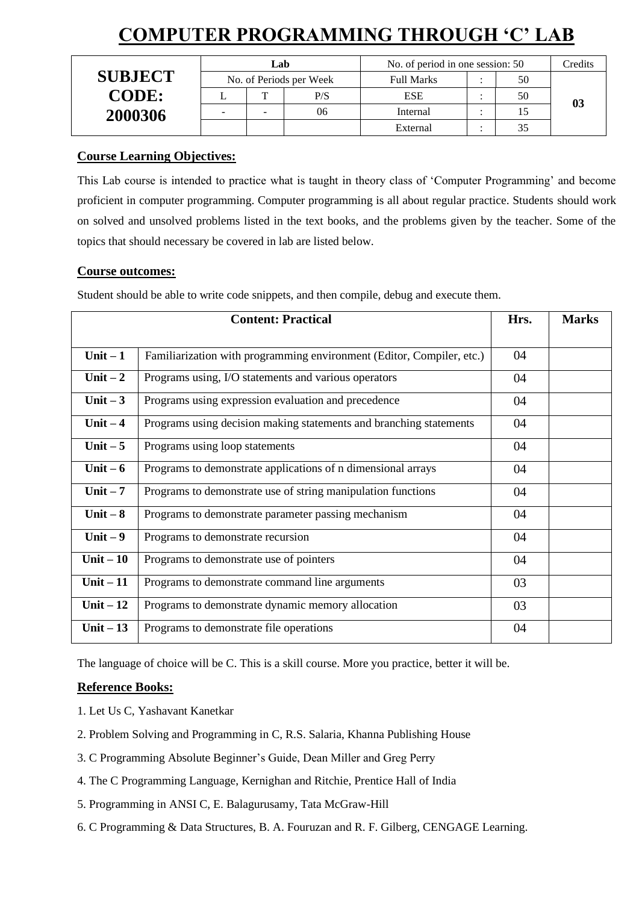# COMPUTER PROGRAMMING THROUGH 'C' LAB

| SUBJECT CODE: 2000306 | Lab | | | No. of period in one session: 50 | | | Credits |
|---|---|---|---|---|---|---|---|
| | No. of Periods per Week | | | Full Marks | : | 50 | 03 |
| | L | T | P/S | ESE | : | 50 | |
| | - | - | 06 | Internal | : | 15 | |
| | | | | External | : | 35 | |

**Course Learning Objectives:**

This Lab course is intended to practice what is taught in theory class of 'Computer Programming' and become proficient in computer programming. Computer programming is all about regular practice. Students should work on solved and unsolved problems listed in the text books, and the problems given by the teacher. Some of the topics that should necessary be covered in lab are listed below.

**Course outcomes:**

Student should be able to write code snippets, and then compile, debug and execute them.

| Content: Practical | | Hrs. | Marks |
|---|---|---|---|
| Unit – 1 | Familiarization with programming environment (Editor, Compiler, etc.) | 04 | |
| Unit – 2 | Programs using, I/O statements and various operators | 04 | |
| Unit – 3 | Programs using expression evaluation and precedence | 04 | |
| Unit – 4 | Programs using decision making statements and branching statements | 04 | |
| Unit – 5 | Programs using loop statements | 04 | |
| Unit – 6 | Programs to demonstrate applications of n dimensional arrays | 04 | |
| Unit – 7 | Programs to demonstrate use of string manipulation functions | 04 | |
| Unit – 8 | Programs to demonstrate parameter passing mechanism | 04 | |
| Unit – 9 | Programs to demonstrate recursion | 04 | |
| Unit – 10 | Programs to demonstrate use of pointers | 04 | |
| Unit – 11 | Programs to demonstrate command line arguments | 03 | |
| Unit – 12 | Programs to demonstrate dynamic memory allocation | 03 | |
| Unit – 13 | Programs to demonstrate file operations | 04 | |

The language of choice will be C. This is a skill course. More you practice, better it will be.

**Reference Books:**

1. Let Us C, Yashavant Kanetkar
2. Problem Solving and Programming in C, R.S. Salaria, Khanna Publishing House
3. C Programming Absolute Beginner's Guide, Dean Miller and Greg Perry
4. The C Programming Language, Kernighan and Ritchie, Prentice Hall of India
5. Programming in ANSI C, E. Balagurusamy, Tata McGraw-Hill
6. C Programming & Data Structures, B. A. Fouruzan and R. F. Gilberg, CENGAGE Learning.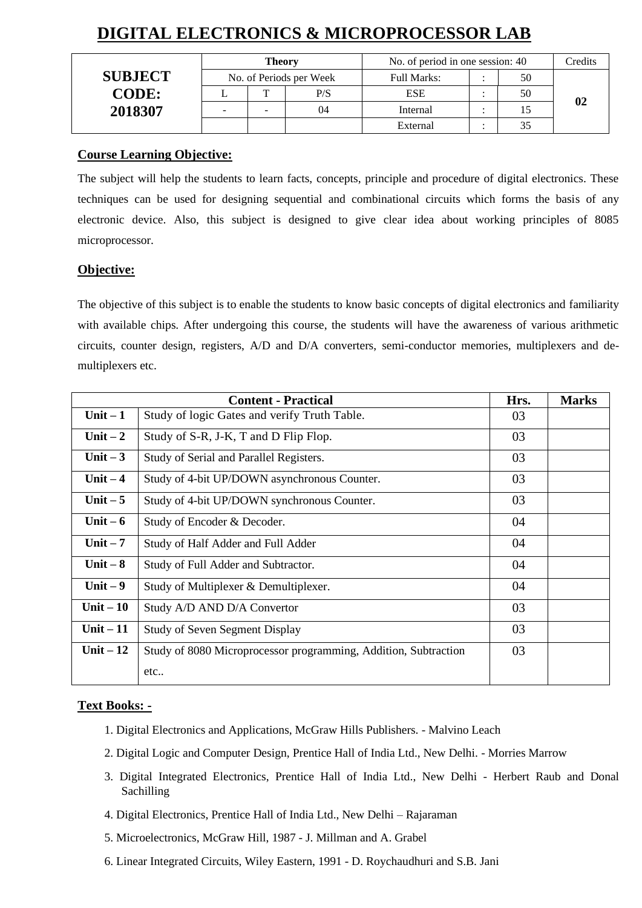# DIGITAL ELECTRONICS & MICROPROCESSOR LAB

| SUBJECT CODE: 2018307 | Theory | | | No. of period in one session: 40 | | | Credits |
|---|---|---|---|---|---|---|---|
| | No. of Periods per Week | | | Full Marks: | : | 50 | 02 |
| | L | T | P/S | ESE | : | 50 | |
| | - | - | 04 | Internal | : | 15 | |
| | | | | External | : | 35 | |

**Course Learning Objective:**

The subject will help the students to learn facts, concepts, principle and procedure of digital electronics. These techniques can be used for designing sequential and combinational circuits which forms the basis of any electronic device. Also, this subject is designed to give clear idea about working principles of 8085 microprocessor.

**Objective:**

The objective of this subject is to enable the students to know basic concepts of digital electronics and familiarity with available chips. After undergoing this course, the students will have the awareness of various arithmetic circuits, counter design, registers, A/D and D/A converters, semi-conductor memories, multiplexers and de-multiplexers etc.

| Content - Practical | | Hrs. | Marks |
|---|---|---|---|
| **Unit – 1** | Study of logic Gates and verify Truth Table. | 03 | |
| **Unit – 2** | Study of S-R, J-K, T and D Flip Flop. | 03 | |
| **Unit – 3** | Study of Serial and Parallel Registers. | 03 | |
| **Unit – 4** | Study of 4-bit UP/DOWN asynchronous Counter. | 03 | |
| **Unit – 5** | Study of 4-bit UP/DOWN synchronous Counter. | 03 | |
| **Unit – 6** | Study of Encoder & Decoder. | 04 | |
| **Unit – 7** | Study of Half Adder and Full Adder | 04 | |
| **Unit – 8** | Study of Full Adder and Subtractor. | 04 | |
| **Unit – 9** | Study of Multiplexer & Demultiplexer. | 04 | |
| **Unit – 10** | Study A/D AND D/A Convertor | 03 | |
| **Unit – 11** | Study of Seven Segment Display | 03 | |
| **Unit – 12** | Study of 8080 Microprocessor programming, Addition, Subtraction etc.. | 03 | |

**Text Books: -**

1. Digital Electronics and Applications, McGraw Hills Publishers. - Malvino Leach
2. Digital Logic and Computer Design, Prentice Hall of India Ltd., New Delhi. - Morries Marrow
3. Digital Integrated Electronics, Prentice Hall of India Ltd., New Delhi - Herbert Raub and Donal Sachilling
4. Digital Electronics, Prentice Hall of India Ltd., New Delhi – Rajaraman
5. Microelectronics, McGraw Hill, 1987 - J. Millman and A. Grabel
6. Linear Integrated Circuits, Wiley Eastern, 1991 - D. Roychaudhuri and S.B. Jani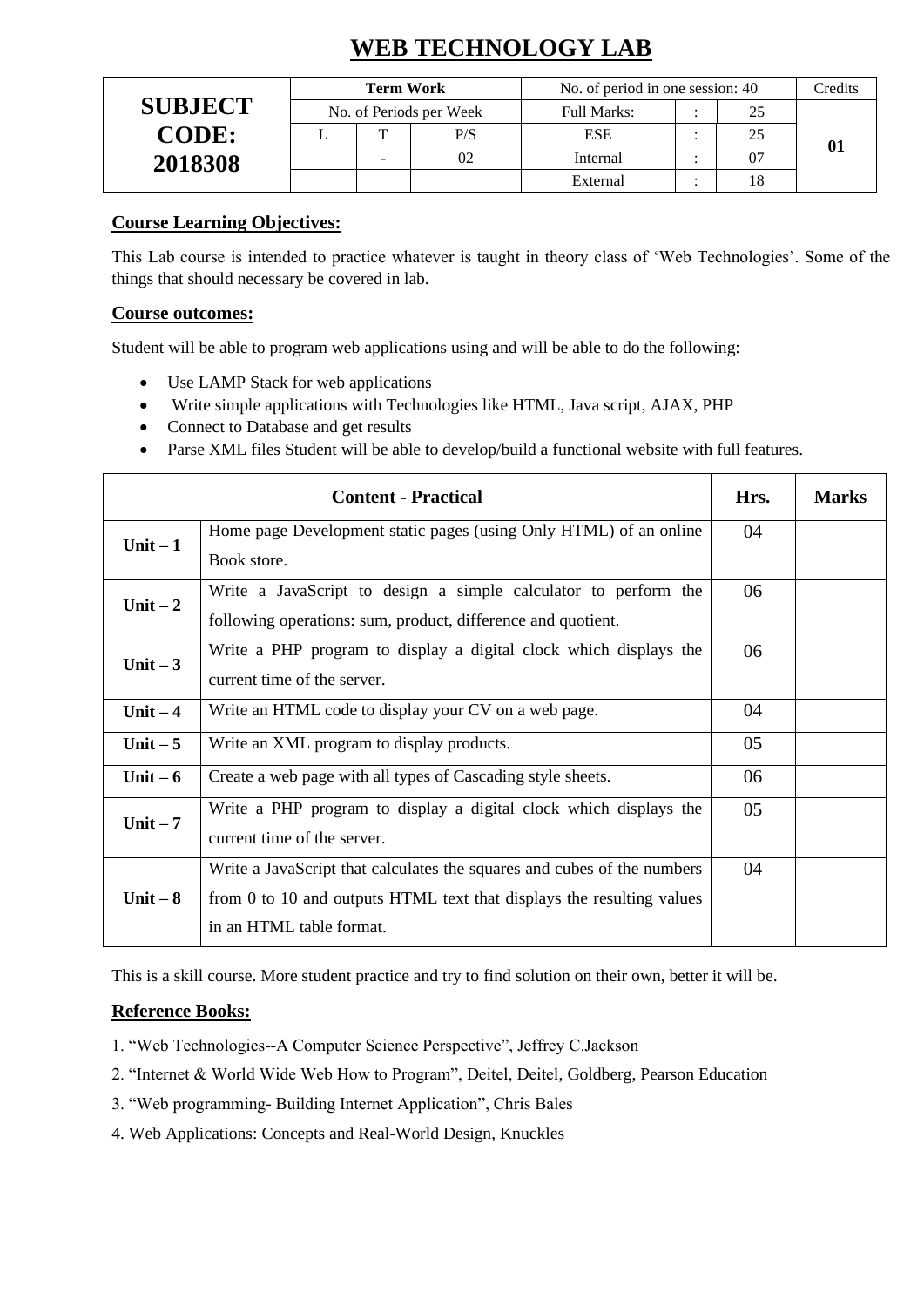# WEB TECHNOLOGY LAB

| SUBJECT CODE: 2018308 | Term Work | | | No. of period in one session: 40 | | | Credits |
|---|---|---|---|---|---|---|---|
| | No. of Periods per Week | | | Full Marks: | : | 25 | 01 |
| | L | T | P/S | ESE | : | 25 | |
| | | - | 02 | Internal | : | 07 | |
| | | | | External | : | 18 | |

**Course Learning Objectives:**

This Lab course is intended to practice whatever is taught in theory class of 'Web Technologies'. Some of the things that should necessary be covered in lab.

**Course outcomes:**

Student will be able to program web applications using and will be able to do the following:

- Use LAMP Stack for web applications
- Write simple applications with Technologies like HTML, Java script, AJAX, PHP
- Connect to Database and get results
- Parse XML files Student will be able to develop/build a functional website with full features.

| Content - Practical | | Hrs. | Marks |
|---|---|---|---|
| Unit – 1 | Home page Development static pages (using Only HTML) of an online Book store. | 04 | |
| Unit – 2 | Write a JavaScript to design a simple calculator to perform the following operations: sum, product, difference and quotient. | 06 | |
| Unit – 3 | Write a PHP program to display a digital clock which displays the current time of the server. | 06 | |
| Unit – 4 | Write an HTML code to display your CV on a web page. | 04 | |
| Unit – 5 | Write an XML program to display products. | 05 | |
| Unit – 6 | Create a web page with all types of Cascading style sheets. | 06 | |
| Unit – 7 | Write a PHP program to display a digital clock which displays the current time of the server. | 05 | |
| Unit – 8 | Write a JavaScript that calculates the squares and cubes of the numbers from 0 to 10 and outputs HTML text that displays the resulting values in an HTML table format. | 04 | |

This is a skill course. More student practice and try to find solution on their own, better it will be.

**Reference Books:**

1. "Web Technologies--A Computer Science Perspective", Jeffrey C.Jackson
2. "Internet & World Wide Web How to Program", Deitel, Deitel, Goldberg, Pearson Education
3. "Web programming- Building Internet Application", Chris Bales
4. Web Applications: Concepts and Real-World Design, Knuckles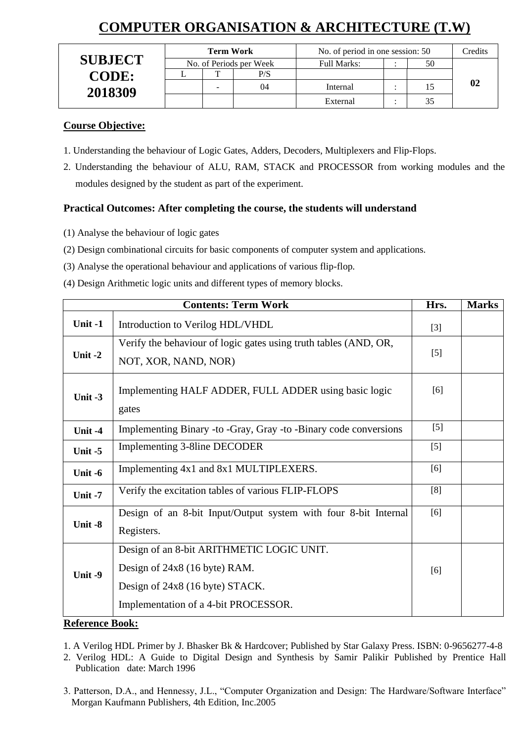# COMPUTER ORGANISATION & ARCHITECTURE (T.W)

| SUBJECT CODE: 2018309 | Term Work | | | No. of period in one session: 50 | | | Credits |
|---|---|---|---|---|---|---|---|
| | No. of Periods per Week | | | Full Marks: | : | 50 | 02 |
| | L | T | P/S | | | | |
| | | - | 04 | Internal | : | 15 | |
| | | | | External | : | 35 | |

**Course Objective:**

1. Understanding the behaviour of Logic Gates, Adders, Decoders, Multiplexers and Flip-Flops.
2. Understanding the behaviour of ALU, RAM, STACK and PROCESSOR from working modules and the modules designed by the student as part of the experiment.

### Practical Outcomes: After completing the course, the students will understand

(1) Analyse the behaviour of logic gates

(2) Design combinational circuits for basic components of computer system and applications.

(3) Analyse the operational behaviour and applications of various flip-flop.

(4) Design Arithmetic logic units and different types of memory blocks.

| Contents: Term Work | | Hrs. | Marks |
|---|---|---|---|
| **Unit -1** | Introduction to Verilog HDL/VHDL | [3] | |
| **Unit -2** | Verify the behaviour of logic gates using truth tables (AND, OR, NOT, XOR, NAND, NOR) | [5] | |
| **Unit -3** | Implementing HALF ADDER, FULL ADDER using basic logic gates | [6] | |
| **Unit -4** | Implementing Binary -to -Gray, Gray -to -Binary code conversions | [5] | |
| **Unit -5** | Implementing 3-8line DECODER | [5] | |
| **Unit -6** | Implementing 4x1 and 8x1 MULTIPLEXERS. | [6] | |
| **Unit -7** | Verify the excitation tables of various FLIP-FLOPS | [8] | |
| **Unit -8** | Design of an 8-bit Input/Output system with four 8-bit Internal Registers. | [6] | |
| **Unit -9** | Design of an 8-bit ARITHMETIC LOGIC UNIT.<br>Design of 24x8 (16 byte) RAM.<br>Design of 24x8 (16 byte) STACK.<br>Implementation of a 4-bit PROCESSOR. | [6] | |

**Reference Book:**

1. A Verilog HDL Primer by J. Bhasker Bk & Hardcover; Published by Star Galaxy Press. ISBN: 0-9656277-4-8
2. Verilog HDL: A Guide to Digital Design and Synthesis by Samir Palikir Published by Prentice Hall Publication date: March 1996
3. Patterson, D.A., and Hennessy, J.L., "Computer Organization and Design: The Hardware/Software Interface" Morgan Kaufmann Publishers, 4th Edition, Inc.2005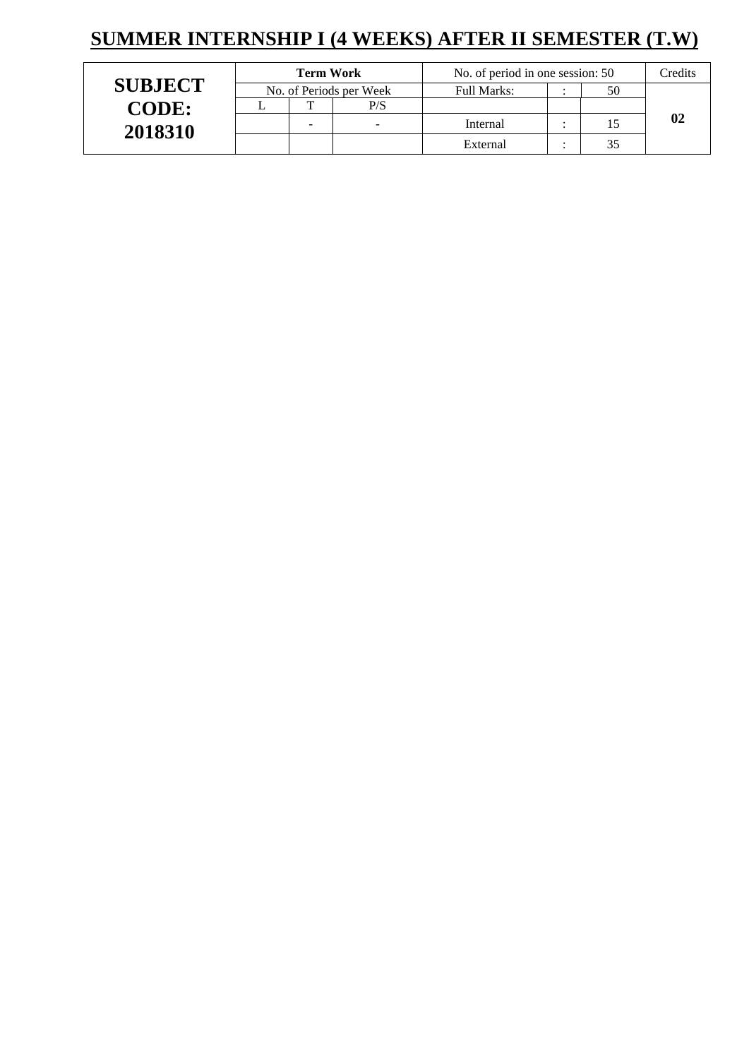# SUMMER INTERNSHIP I (4 WEEKS) AFTER II SEMESTER (T.W)

| SUBJECT CODE: 2018310 | Term Work | | | No. of period in one session: 50 | | | Credits |
|---|---|---|---|---|---|---|---|
| | No. of Periods per Week | | | Full Marks: | : | 50 | 02 |
| | L | T | P/S | | | | |
| | | - | - | Internal | : | 15 | |
| | | | | External | : | 35 | |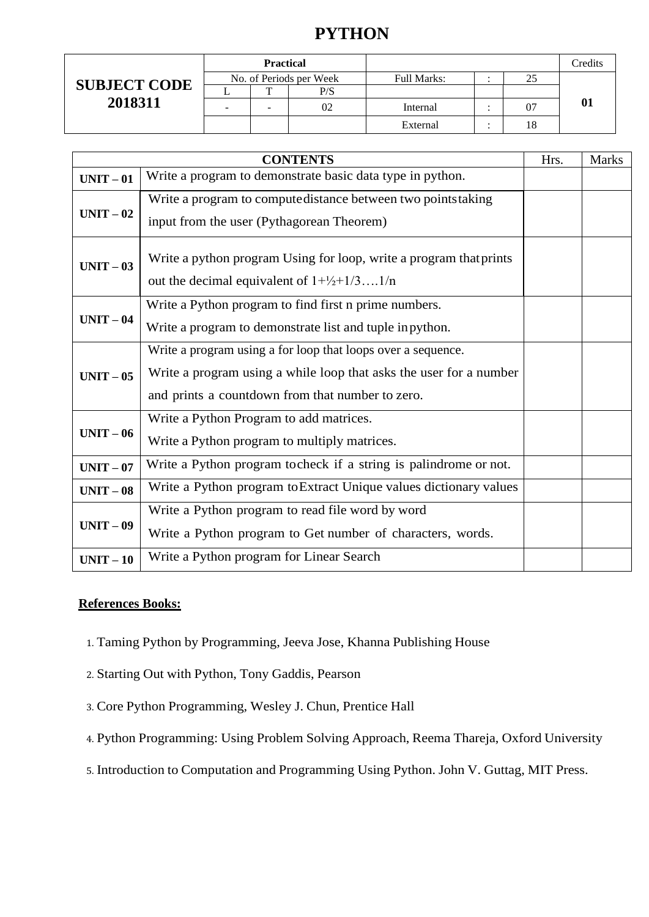# PYTHON

| | Practical | | | | | | Credits |
|---|---|---|---|---|---|---|---|
| **SUBJECT CODE 2018311** | No. of Periods per Week | | | Full Marks: | : | 25 | **01** |
| | L | T | P/S | | | | |
| | - | - | 02 | Internal | : | 07 | |
| | | | | External | : | 18 | |

| CONTENTS | | Hrs. | Marks |
|---|---|---|---|
| **UNIT – 01** | Write a program to demonstrate basic data type in python. | | |
| **UNIT – 02** | Write a program to compute distance between two points taking input from the user (Pythagorean Theorem) | | |
| **UNIT – 03** | Write a python program Using for loop, write a program that prints out the decimal equivalent of 1+½+1/3….1/n | | |
| **UNIT – 04** | Write a Python program to find first n prime numbers.<br>Write a program to demonstrate list and tuple in python. | | |
| **UNIT – 05** | Write a program using a for loop that loops over a sequence.<br>Write a program using a while loop that asks the user for a number and prints a countdown from that number to zero. | | |
| **UNIT – 06** | Write a Python Program to add matrices.<br>Write a Python program to multiply matrices. | | |
| **UNIT – 07** | Write a Python program to check if a string is palindrome or not. | | |
| **UNIT – 08** | Write a Python program to Extract Unique values dictionary values | | |
| **UNIT – 09** | Write a Python program to read file word by word<br>Write a Python program to Get number of characters, words. | | |
| **UNIT – 10** | Write a Python program for Linear Search | | |

**References Books:**

1. Taming Python by Programming, Jeeva Jose, Khanna Publishing House
2. Starting Out with Python, Tony Gaddis, Pearson
3. Core Python Programming, Wesley J. Chun, Prentice Hall
4. Python Programming: Using Problem Solving Approach, Reema Thareja, Oxford University
5. Introduction to Computation and Programming Using Python. John V. Guttag, MIT Press.